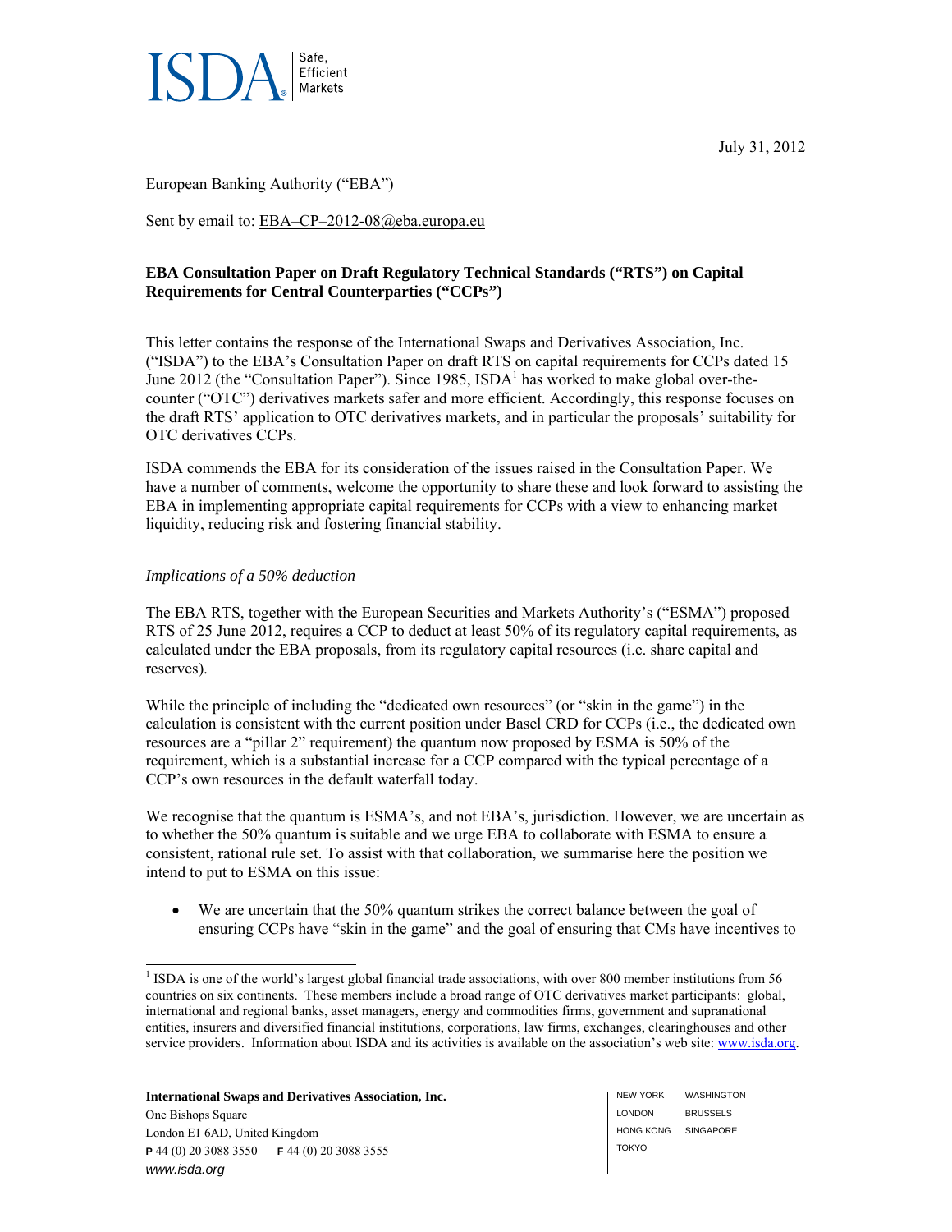ISDA | Safe, Efficient Markets

July 31, 2012

European Banking Authority ("EBA")

Sent by email to: EBA–CP–2012-08@eba.europa.eu

**EBA Consultation Paper on Draft Regulatory Technical Standards ("RTS") on Capital Requirements for Central Counterparties ("CCPs")**

This letter contains the response of the International Swaps and Derivatives Association, Inc. ("ISDA") to the EBA's Consultation Paper on draft RTS on capital requirements for CCPs dated 15 June 2012 (the "Consultation Paper"). Since 1985, ISDA[1] has worked to make global over-the-counter ("OTC") derivatives markets safer and more efficient. Accordingly, this response focuses on the draft RTS' application to OTC derivatives markets, and in particular the proposals' suitability for OTC derivatives CCPs.

ISDA commends the EBA for its consideration of the issues raised in the Consultation Paper. We have a number of comments, welcome the opportunity to share these and look forward to assisting the EBA in implementing appropriate capital requirements for CCPs with a view to enhancing market liquidity, reducing risk and fostering financial stability.

*Implications of a 50% deduction*

The EBA RTS, together with the European Securities and Markets Authority's ("ESMA") proposed RTS of 25 June 2012, requires a CCP to deduct at least 50% of its regulatory capital requirements, as calculated under the EBA proposals, from its regulatory capital resources (i.e. share capital and reserves).

While the principle of including the "dedicated own resources" (or "skin in the game") in the calculation is consistent with the current position under Basel CRD for CCPs (i.e., the dedicated own resources are a "pillar 2" requirement) the quantum now proposed by ESMA is 50% of the requirement, which is a substantial increase for a CCP compared with the typical percentage of a CCP's own resources in the default waterfall today.

We recognise that the quantum is ESMA's, and not EBA's, jurisdiction. However, we are uncertain as to whether the 50% quantum is suitable and we urge EBA to collaborate with ESMA to ensure a consistent, rational rule set. To assist with that collaboration, we summarise here the position we intend to put to ESMA on this issue:

- We are uncertain that the 50% quantum strikes the correct balance between the goal of ensuring CCPs have "skin in the game" and the goal of ensuring that CMs have incentives to

[1] ISDA is one of the world's largest global financial trade associations, with over 800 member institutions from 56 countries on six continents. These members include a broad range of OTC derivatives market participants: global, international and regional banks, asset managers, energy and commodities firms, government and supranational entities, insurers and diversified financial institutions, corporations, law firms, exchanges, clearinghouses and other service providers. Information about ISDA and its activities is available on the association's web site: www.isda.org.

**International Swaps and Derivatives Association, Inc.**
One Bishops Square
London E1 6AD, United Kingdom
**P** 44 (0) 20 3088 3550 **F** 44 (0) 20 3088 3555
www.isda.org

NEW YORK WASHINGTON
LONDON BRUSSELS
HONG KONG SINGAPORE
TOKYO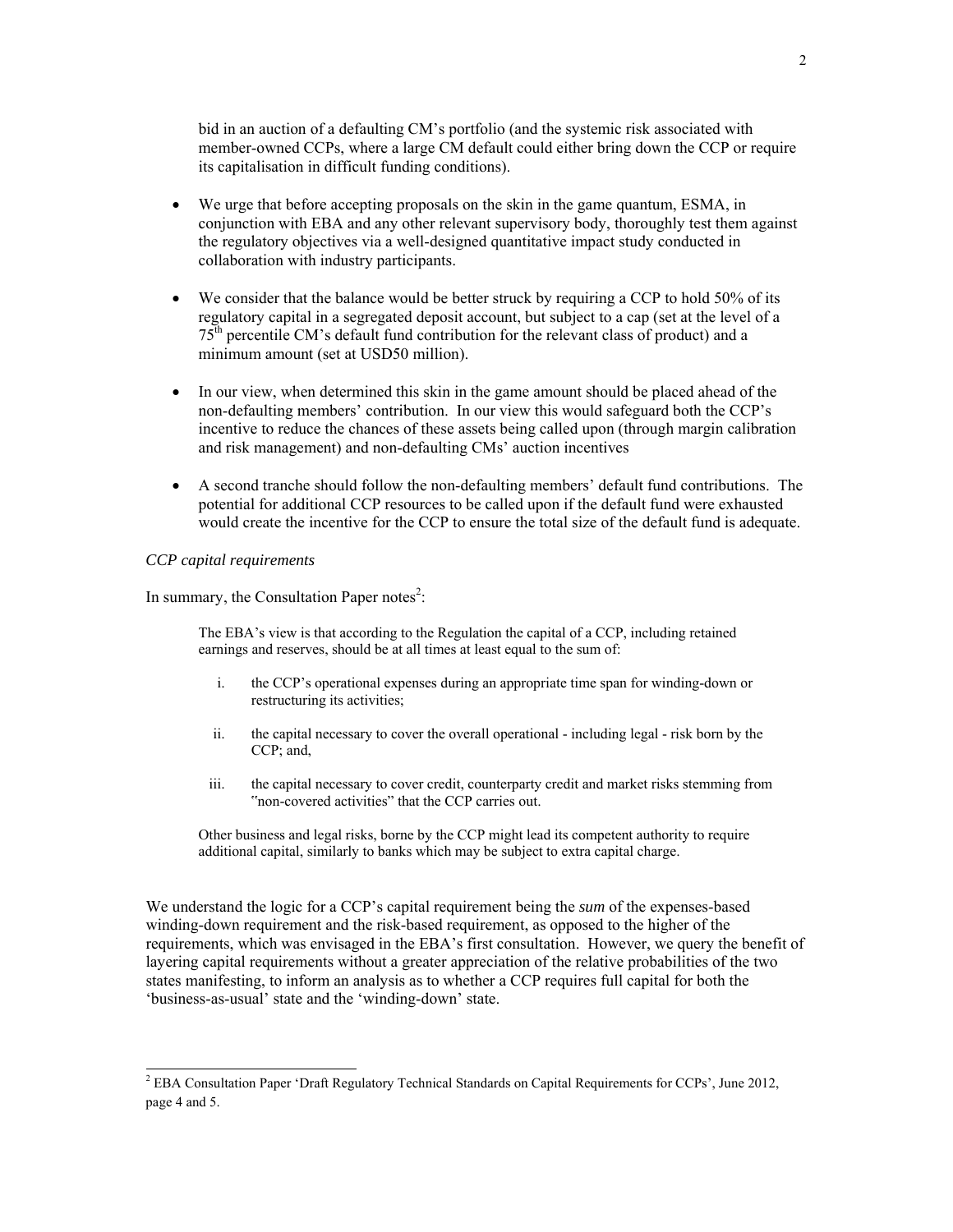bid in an auction of a defaulting CM's portfolio (and the systemic risk associated with member-owned CCPs, where a large CM default could either bring down the CCP or require its capitalisation in difficult funding conditions).

- We urge that before accepting proposals on the skin in the game quantum, ESMA, in conjunction with EBA and any other relevant supervisory body, thoroughly test them against the regulatory objectives via a well-designed quantitative impact study conducted in collaboration with industry participants.
- We consider that the balance would be better struck by requiring a CCP to hold 50% of its regulatory capital in a segregated deposit account, but subject to a cap (set at the level of a 75th percentile CM's default fund contribution for the relevant class of product) and a minimum amount (set at USD50 million).
- In our view, when determined this skin in the game amount should be placed ahead of the non-defaulting members' contribution. In our view this would safeguard both the CCP's incentive to reduce the chances of these assets being called upon (through margin calibration and risk management) and non-defaulting CMs' auction incentives
- A second tranche should follow the non-defaulting members' default fund contributions. The potential for additional CCP resources to be called upon if the default fund were exhausted would create the incentive for the CCP to ensure the total size of the default fund is adequate.

*CCP capital requirements*

In summary, the Consultation Paper notes[2]:

> The EBA's view is that according to the Regulation the capital of a CCP, including retained earnings and reserves, should be at all times at least equal to the sum of:
>
> i. the CCP's operational expenses during an appropriate time span for winding-down or restructuring its activities;
>
> ii. the capital necessary to cover the overall operational - including legal - risk born by the CCP; and,
>
> iii. the capital necessary to cover credit, counterparty credit and market risks stemming from "non-covered activities" that the CCP carries out.
>
> Other business and legal risks, borne by the CCP might lead its competent authority to require additional capital, similarly to banks which may be subject to extra capital charge.

We understand the logic for a CCP's capital requirement being the *sum* of the expenses-based winding-down requirement and the risk-based requirement, as opposed to the higher of the requirements, which was envisaged in the EBA's first consultation. However, we query the benefit of layering capital requirements without a greater appreciation of the relative probabilities of the two states manifesting, to inform an analysis as to whether a CCP requires full capital for both the 'business-as-usual' state and the 'winding-down' state.

[2] EBA Consultation Paper 'Draft Regulatory Technical Standards on Capital Requirements for CCPs', June 2012, page 4 and 5.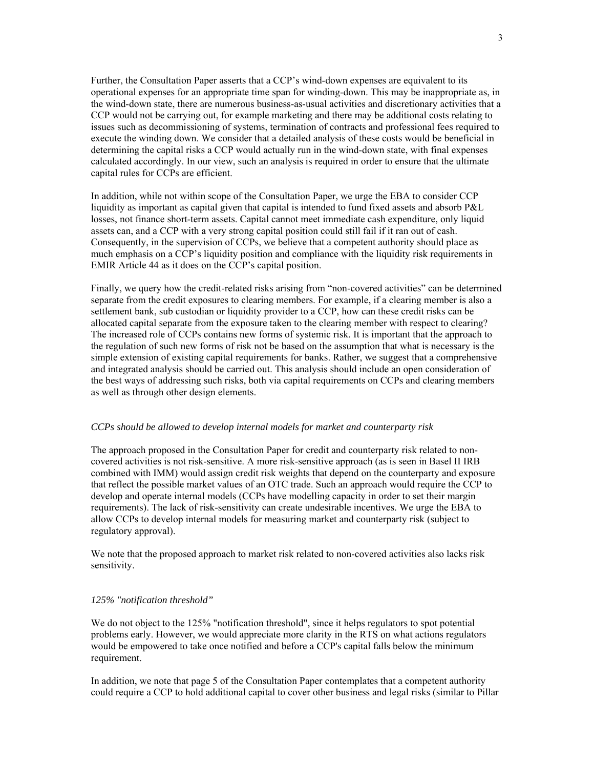Further, the Consultation Paper asserts that a CCP's wind-down expenses are equivalent to its operational expenses for an appropriate time span for winding-down. This may be inappropriate as, in the wind-down state, there are numerous business-as-usual activities and discretionary activities that a CCP would not be carrying out, for example marketing and there may be additional costs relating to issues such as decommissioning of systems, termination of contracts and professional fees required to execute the winding down. We consider that a detailed analysis of these costs would be beneficial in determining the capital risks a CCP would actually run in the wind-down state, with final expenses calculated accordingly. In our view, such an analysis is required in order to ensure that the ultimate capital rules for CCPs are efficient.

In addition, while not within scope of the Consultation Paper, we urge the EBA to consider CCP liquidity as important as capital given that capital is intended to fund fixed assets and absorb P&L losses, not finance short-term assets. Capital cannot meet immediate cash expenditure, only liquid assets can, and a CCP with a very strong capital position could still fail if it ran out of cash. Consequently, in the supervision of CCPs, we believe that a competent authority should place as much emphasis on a CCP's liquidity position and compliance with the liquidity risk requirements in EMIR Article 44 as it does on the CCP's capital position.

Finally, we query how the credit-related risks arising from "non-covered activities" can be determined separate from the credit exposures to clearing members. For example, if a clearing member is also a settlement bank, sub custodian or liquidity provider to a CCP, how can these credit risks can be allocated capital separate from the exposure taken to the clearing member with respect to clearing? The increased role of CCPs contains new forms of systemic risk. It is important that the approach to the regulation of such new forms of risk not be based on the assumption that what is necessary is the simple extension of existing capital requirements for banks. Rather, we suggest that a comprehensive and integrated analysis should be carried out. This analysis should include an open consideration of the best ways of addressing such risks, both via capital requirements on CCPs and clearing members as well as through other design elements.

*CCPs should be allowed to develop internal models for market and counterparty risk*

The approach proposed in the Consultation Paper for credit and counterparty risk related to non-covered activities is not risk-sensitive. A more risk-sensitive approach (as is seen in Basel II IRB combined with IMM) would assign credit risk weights that depend on the counterparty and exposure that reflect the possible market values of an OTC trade. Such an approach would require the CCP to develop and operate internal models (CCPs have modelling capacity in order to set their margin requirements). The lack of risk-sensitivity can create undesirable incentives. We urge the EBA to allow CCPs to develop internal models for measuring market and counterparty risk (subject to regulatory approval).

We note that the proposed approach to market risk related to non-covered activities also lacks risk sensitivity.

*125% "notification threshold"*

We do not object to the 125% "notification threshold", since it helps regulators to spot potential problems early. However, we would appreciate more clarity in the RTS on what actions regulators would be empowered to take once notified and before a CCP's capital falls below the minimum requirement.

In addition, we note that page 5 of the Consultation Paper contemplates that a competent authority could require a CCP to hold additional capital to cover other business and legal risks (similar to Pillar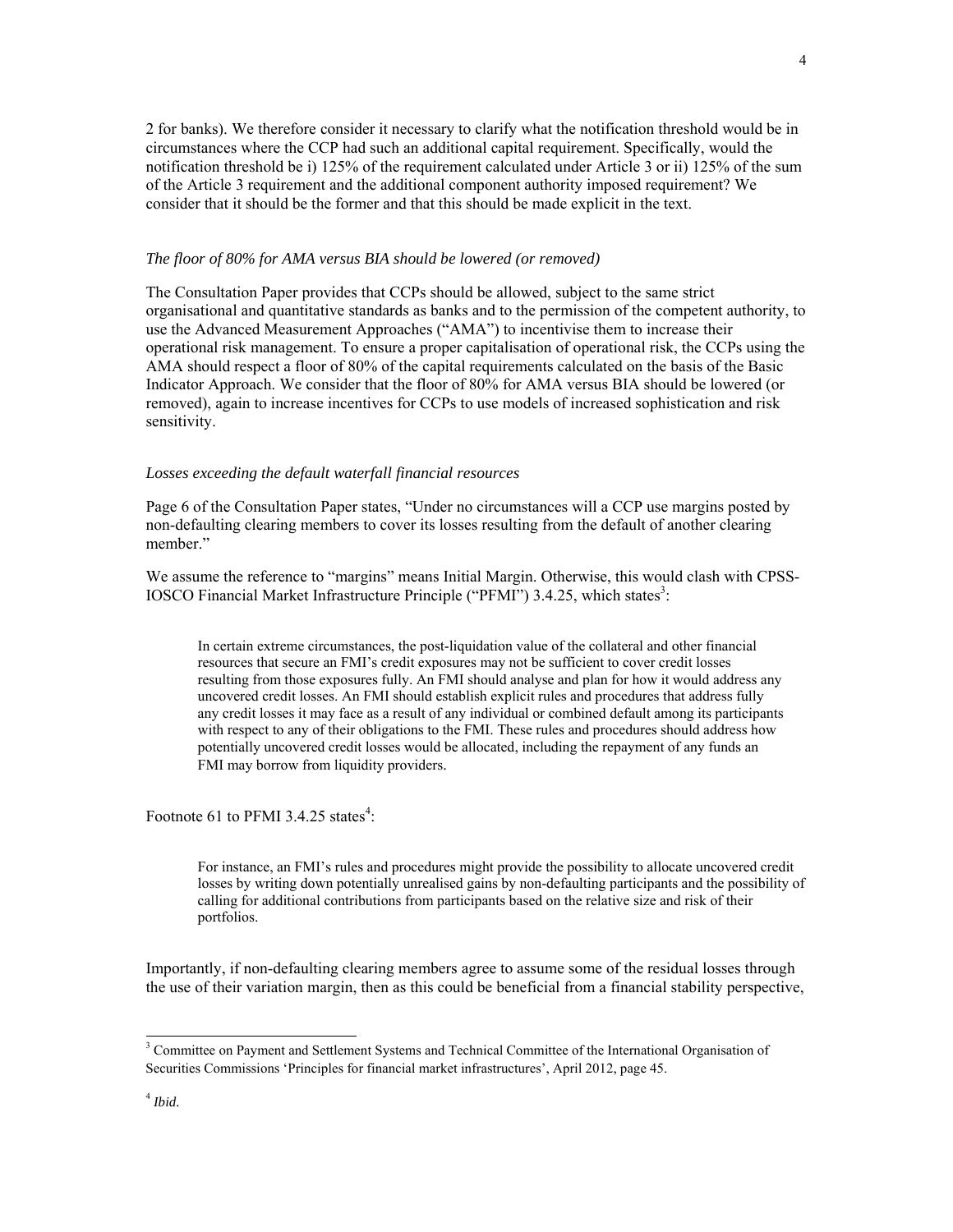2 for banks). We therefore consider it necessary to clarify what the notification threshold would be in circumstances where the CCP had such an additional capital requirement. Specifically, would the notification threshold be i) 125% of the requirement calculated under Article 3 or ii) 125% of the sum of the Article 3 requirement and the additional component authority imposed requirement? We consider that it should be the former and that this should be made explicit in the text.

*The floor of 80% for AMA versus BIA should be lowered (or removed)*

The Consultation Paper provides that CCPs should be allowed, subject to the same strict organisational and quantitative standards as banks and to the permission of the competent authority, to use the Advanced Measurement Approaches ("AMA") to incentivise them to increase their operational risk management. To ensure a proper capitalisation of operational risk, the CCPs using the AMA should respect a floor of 80% of the capital requirements calculated on the basis of the Basic Indicator Approach. We consider that the floor of 80% for AMA versus BIA should be lowered (or removed), again to increase incentives for CCPs to use models of increased sophistication and risk sensitivity.

*Losses exceeding the default waterfall financial resources*

Page 6 of the Consultation Paper states, "Under no circumstances will a CCP use margins posted by non-defaulting clearing members to cover its losses resulting from the default of another clearing member."

We assume the reference to "margins" means Initial Margin. Otherwise, this would clash with CPSS-IOSCO Financial Market Infrastructure Principle ("PFMI") 3.4.25, which states[3]:

> In certain extreme circumstances, the post-liquidation value of the collateral and other financial resources that secure an FMI's credit exposures may not be sufficient to cover credit losses resulting from those exposures fully. An FMI should analyse and plan for how it would address any uncovered credit losses. An FMI should establish explicit rules and procedures that address fully any credit losses it may face as a result of any individual or combined default among its participants with respect to any of their obligations to the FMI. These rules and procedures should address how potentially uncovered credit losses would be allocated, including the repayment of any funds an FMI may borrow from liquidity providers.

Footnote 61 to PFMI 3.4.25 states[4]:

> For instance, an FMI's rules and procedures might provide the possibility to allocate uncovered credit losses by writing down potentially unrealised gains by non-defaulting participants and the possibility of calling for additional contributions from participants based on the relative size and risk of their portfolios.

Importantly, if non-defaulting clearing members agree to assume some of the residual losses through the use of their variation margin, then as this could be beneficial from a financial stability perspective,

---

[3] Committee on Payment and Settlement Systems and Technical Committee of the International Organisation of Securities Commissions 'Principles for financial market infrastructures', April 2012, page 45.

[4] *Ibid.*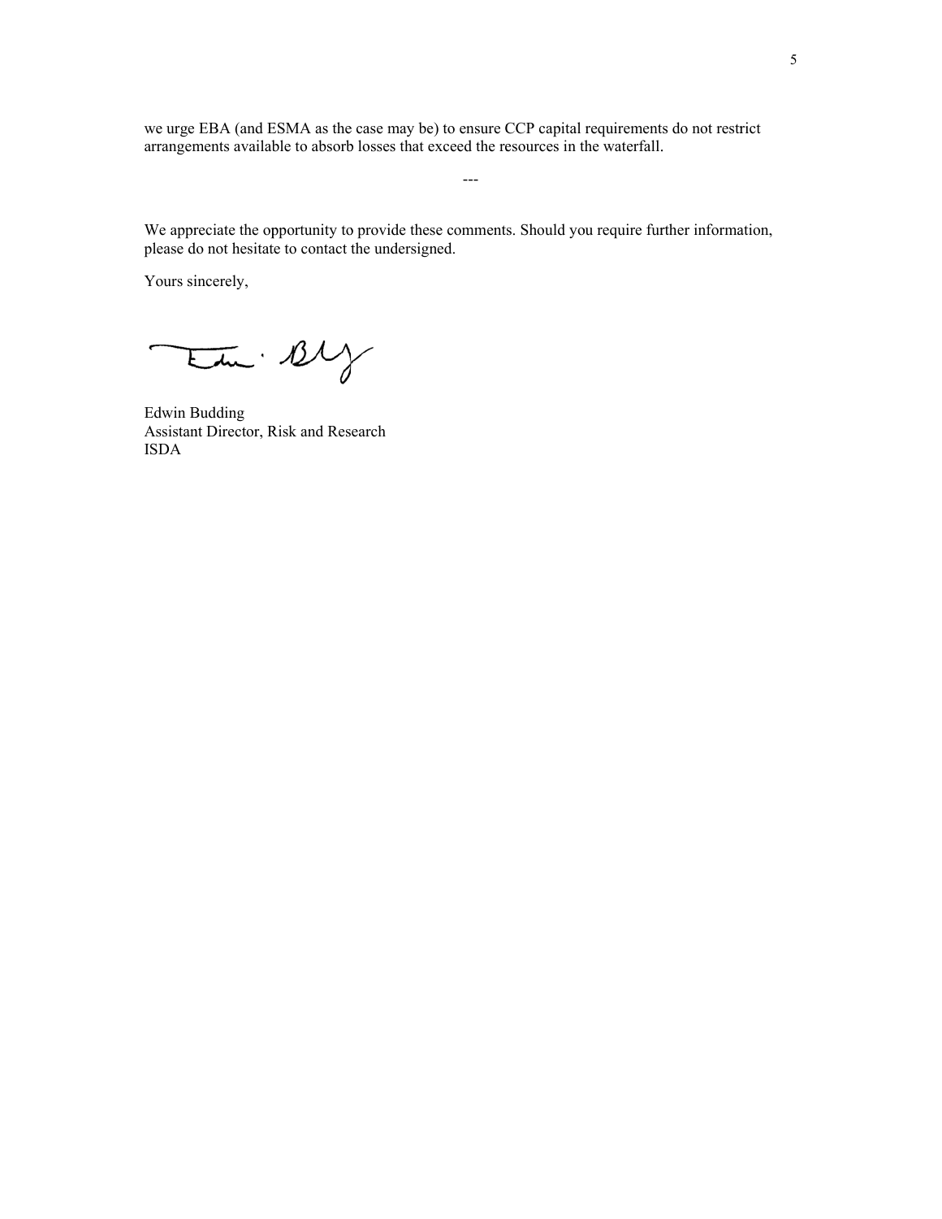we urge EBA (and ESMA as the case may be) to ensure CCP capital requirements do not restrict arrangements available to absorb losses that exceed the resources in the waterfall.

---

We appreciate the opportunity to provide these comments. Should you require further information, please do not hesitate to contact the undersigned.

Yours sincerely,

Edwin Budding  
Assistant Director, Risk and Research  
ISDA